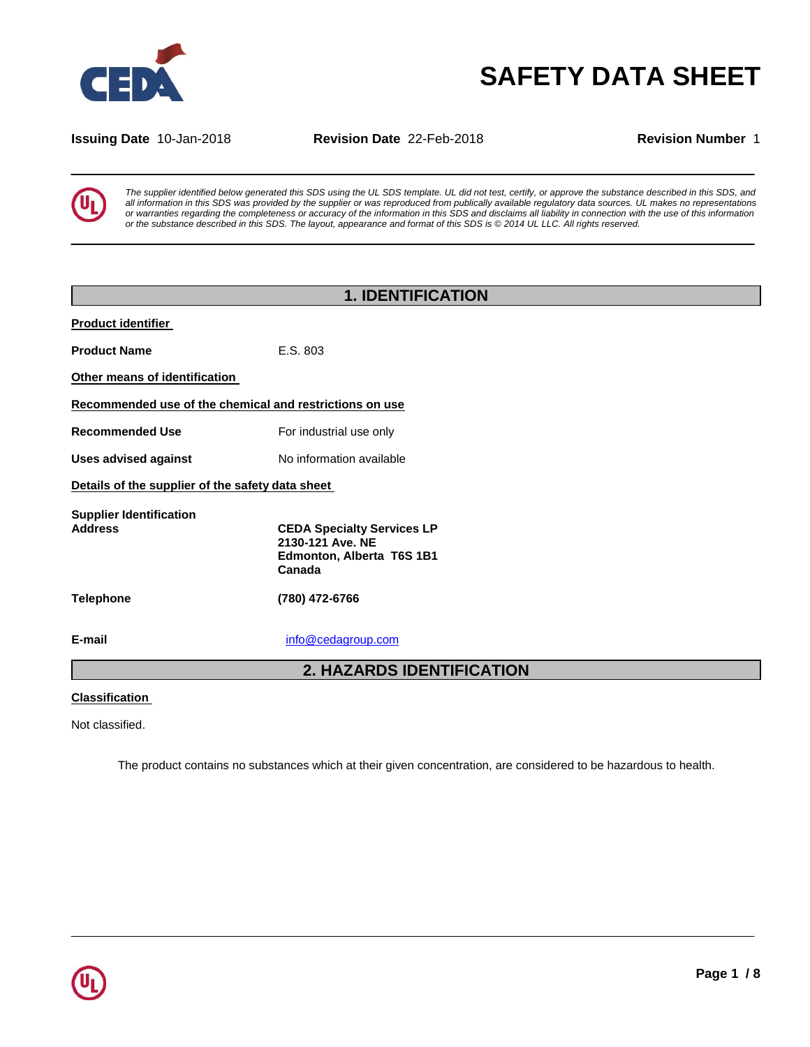# SAFETY DATA SHEET

**Issuing Date** 10-Jan-2018 **Revision Date** 22-Feb-2018 **Revision Number** 1

*The supplier identified below generated this SDS using the UL SDS template. UL did not test, certify, or approve the substance described in this SDS, and all information in this SDS was provided by the supplier or was reproduced from publically available regulatory data sources. UL makes no representations or warranties regarding the completeness or accuracy of the information in this SDS and disclaims all liability in connection with the use of this information or the substance described in this SDS. The layout, appearance and format of this SDS is © 2014 UL LLC. All rights reserved.*

## 1. IDENTIFICATION

**Product identifier**

**Product Name** E.S. 803

**Other means of identification**

**Recommended use of the chemical and restrictions on use**

**Recommended Use** For industrial use only

**Uses advised against** No information available

**Details of the supplier of the safety data sheet**

**Supplier Identification Address**

**CEDA Specialty Services LP**
**2130-121 Ave. NE**
**Edmonton, Alberta T6S 1B1**
**Canada**

**Telephone** **(780) 472-6766**

**E-mail** info@cedagroup.com

## 2. HAZARDS IDENTIFICATION

**Classification**

Not classified.

The product contains no substances which at their given concentration, are considered to be hazardous to health.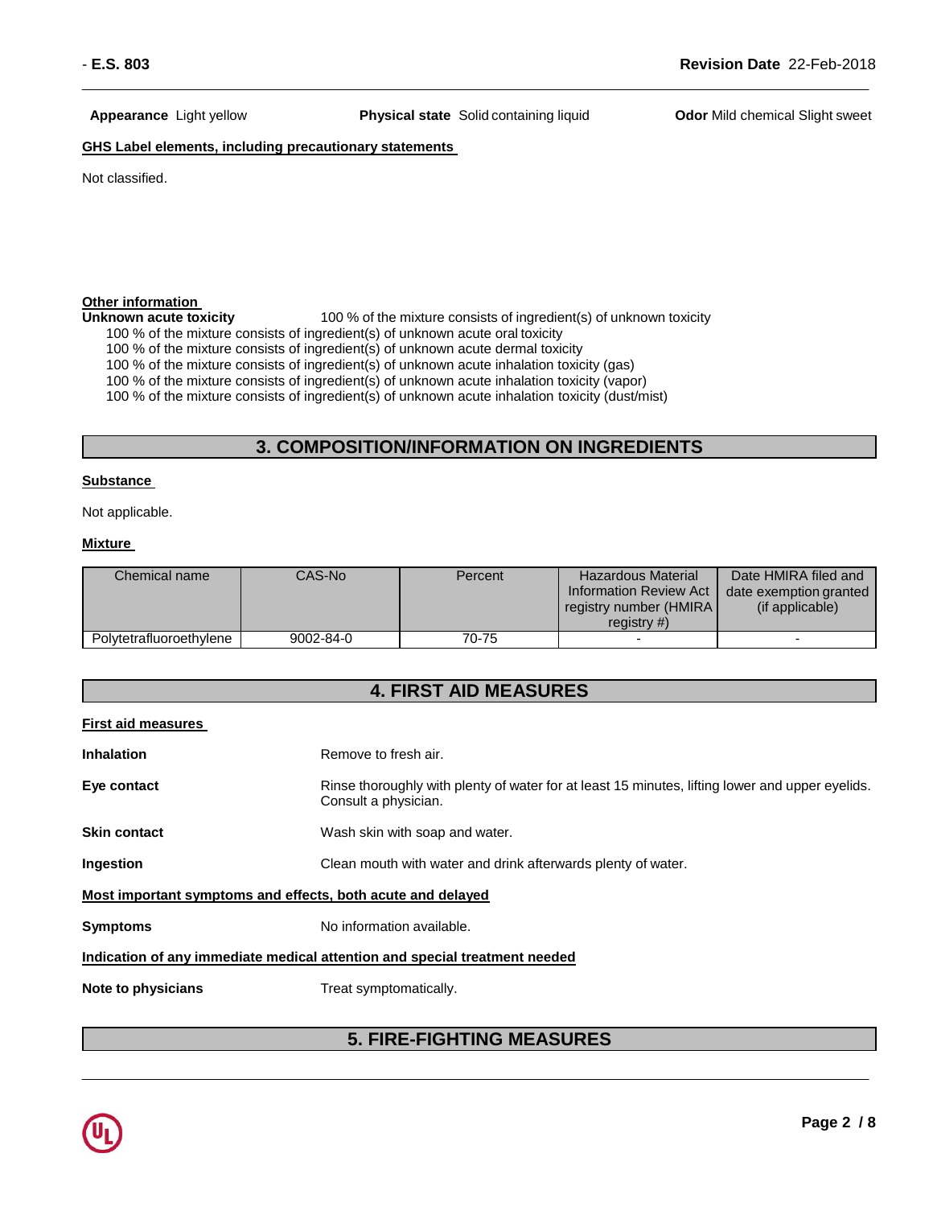**Appearance** Light yellow **Physical state** Solid containing liquid **Odor** Mild chemical Slight sweet

**GHS Label elements, including precautionary statements**

Not classified.

**Other information**

**Unknown acute toxicity** 100 % of the mixture consists of ingredient(s) of unknown toxicity

100 % of the mixture consists of ingredient(s) of unknown acute oral toxicity
100 % of the mixture consists of ingredient(s) of unknown acute dermal toxicity
100 % of the mixture consists of ingredient(s) of unknown acute inhalation toxicity (gas)
100 % of the mixture consists of ingredient(s) of unknown acute inhalation toxicity (vapor)
100 % of the mixture consists of ingredient(s) of unknown acute inhalation toxicity (dust/mist)

## 3. COMPOSITION/INFORMATION ON INGREDIENTS

**Substance**

Not applicable.

**Mixture**

| Chemical name | CAS-No | Percent | Hazardous Material Information Review Act registry number (HMIRA registry #) | Date HMIRA filed and date exemption granted (if applicable) |
|---|---|---|---|---|
| Polytetrafluoroethylene | 9002-84-0 | 70-75 | - | - |

## 4. FIRST AID MEASURES

**First aid measures**

**Inhalation** Remove to fresh air.

**Eye contact** Rinse thoroughly with plenty of water for at least 15 minutes, lifting lower and upper eyelids. Consult a physician.

**Skin contact** Wash skin with soap and water.

**Ingestion** Clean mouth with water and drink afterwards plenty of water.

**Most important symptoms and effects, both acute and delayed**

**Symptoms** No information available.

**Indication of any immediate medical attention and special treatment needed**

**Note to physicians** Treat symptomatically.

## 5. FIRE-FIGHTING MEASURES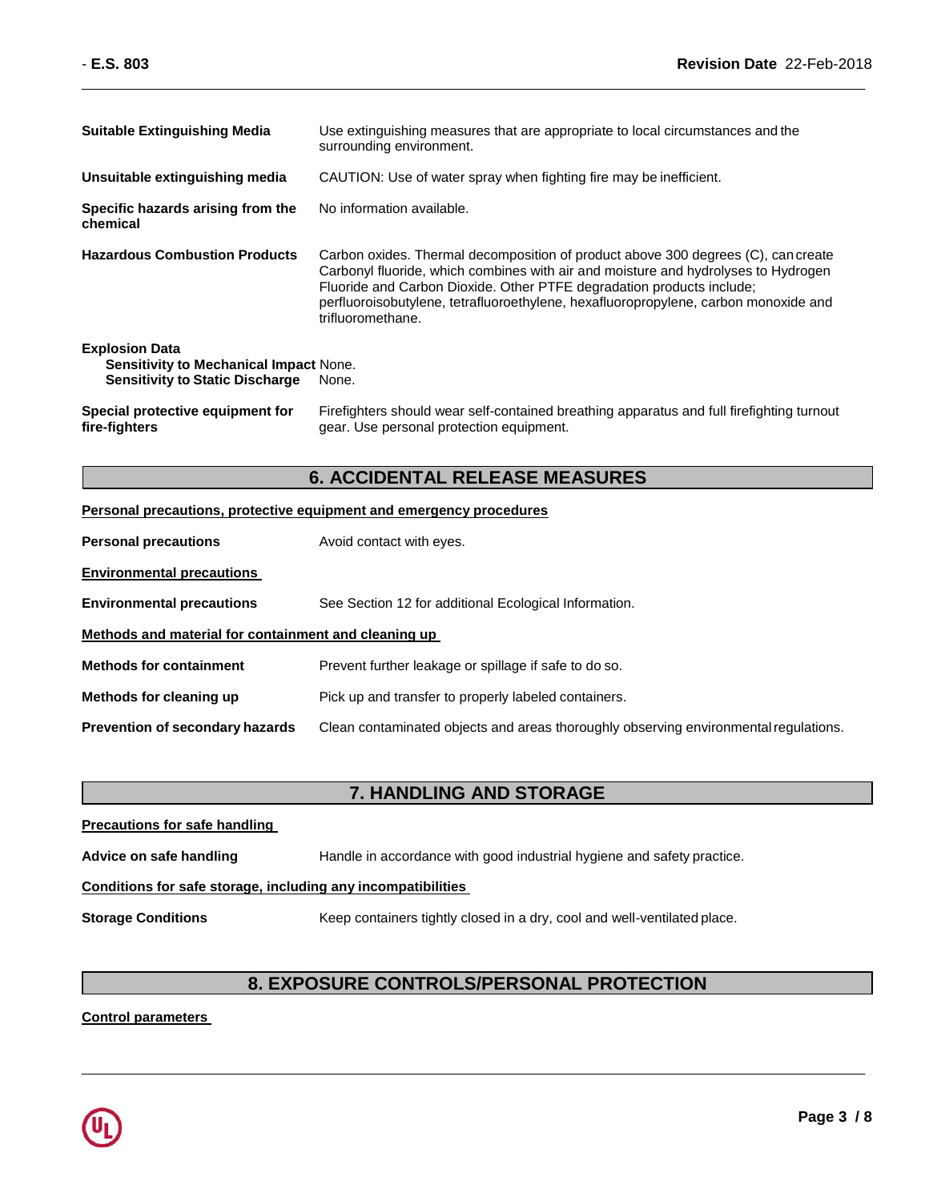**Suitable Extinguishing Media** Use extinguishing measures that are appropriate to local circumstances and the surrounding environment.

**Unsuitable extinguishing media** CAUTION: Use of water spray when fighting fire may be inefficient.

**Specific hazards arising from the chemical** No information available.

**Hazardous Combustion Products** Carbon oxides. Thermal decomposition of product above 300 degrees (C), can create Carbonyl fluoride, which combines with air and moisture and hydrolyses to Hydrogen Fluoride and Carbon Dioxide. Other PTFE degradation products include; perfluoroisobutylene, tetrafluoroethylene, hexafluoropropylene, carbon monoxide and trifluoromethane.

**Explosion Data**

**Sensitivity to Mechanical Impact** None.

**Sensitivity to Static Discharge** None.

**Special protective equipment for fire-fighters** Firefighters should wear self-contained breathing apparatus and full firefighting turnout gear. Use personal protection equipment.

## 6. ACCIDENTAL RELEASE MEASURES

**Personal precautions, protective equipment and emergency procedures**

**Personal precautions** Avoid contact with eyes.

**Environmental precautions**

**Environmental precautions** See Section 12 for additional Ecological Information.

**Methods and material for containment and cleaning up**

**Methods for containment** Prevent further leakage or spillage if safe to do so.

**Methods for cleaning up** Pick up and transfer to properly labeled containers.

**Prevention of secondary hazards** Clean contaminated objects and areas thoroughly observing environmental regulations.

## 7. HANDLING AND STORAGE

**Precautions for safe handling**

**Advice on safe handling** Handle in accordance with good industrial hygiene and safety practice.

**Conditions for safe storage, including any incompatibilities**

**Storage Conditions** Keep containers tightly closed in a dry, cool and well-ventilated place.

## 8. EXPOSURE CONTROLS/PERSONAL PROTECTION

**Control parameters**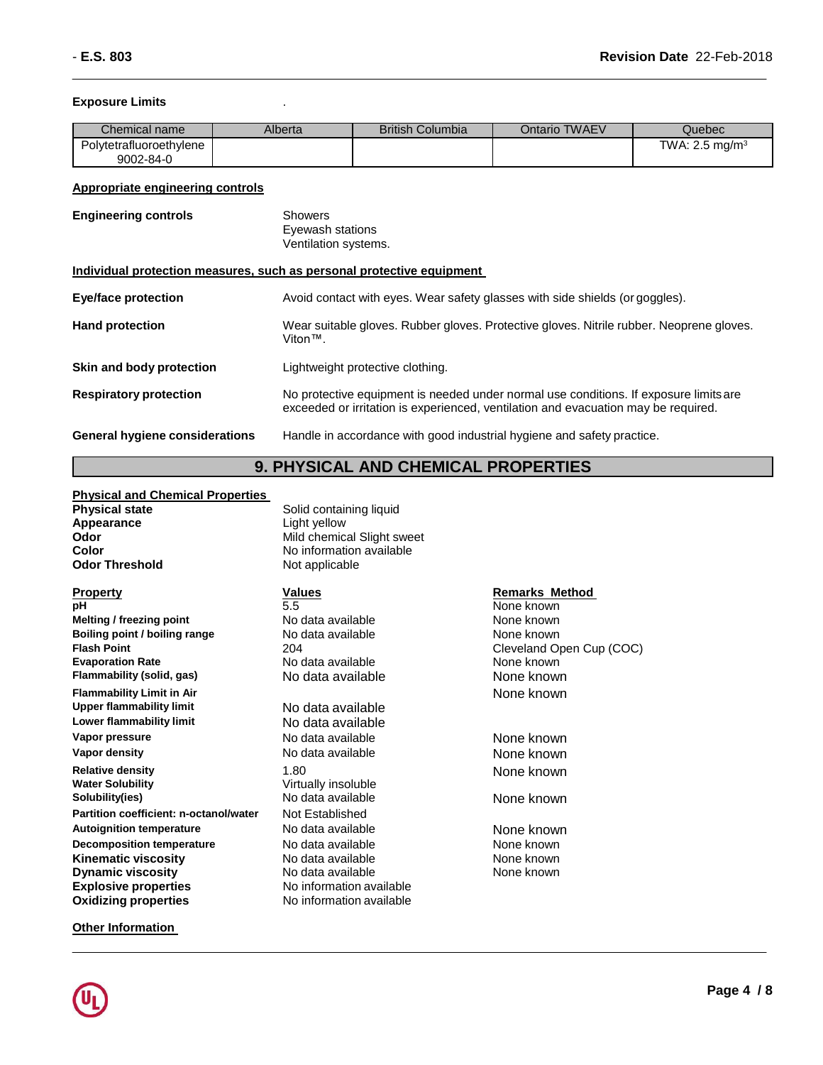**Exposure Limits** .

| Chemical name | Alberta | British Columbia | Ontario TWAEV | Quebec |
|---|---|---|---|---|
| Polytetrafluoroethylene 9002-84-0 | | | | TWA: 2.5 mg/m$^3$ |

**Appropriate engineering controls**

**Engineering controls** Showers
Eyewash stations
Ventilation systems.

**Individual protection measures, such as personal protective equipment**

**Eye/face protection** Avoid contact with eyes. Wear safety glasses with side shields (or goggles).

**Hand protection** Wear suitable gloves. Rubber gloves. Protective gloves. Nitrile rubber. Neoprene gloves. Viton™.

**Skin and body protection** Lightweight protective clothing.

**Respiratory protection** No protective equipment is needed under normal use conditions. If exposure limits are exceeded or irritation is experienced, ventilation and evacuation may be required.

**General hygiene considerations** Handle in accordance with good industrial hygiene and safety practice.

## 9. PHYSICAL AND CHEMICAL PROPERTIES

**Physical and Chemical Properties**

**Physical state** Solid containing liquid
**Appearance** Light yellow
**Odor** Mild chemical Slight sweet
**Color** No information available
**Odor Threshold** Not applicable

| Property | Values | Remarks Method |
|---|---|---|
| pH | 5.5 | None known |
| Melting / freezing point | No data available | None known |
| Boiling point / boiling range | No data available | None known |
| Flash Point | 204 | Cleveland Open Cup (COC) |
| Evaporation Rate | No data available | None known |
| Flammability (solid, gas) | No data available | None known |
| Flammability Limit in Air | | None known |
| Upper flammability limit | No data available | |
| Lower flammability limit | No data available | |
| Vapor pressure | No data available | None known |
| Vapor density | No data available | None known |
| Relative density | 1.80 | None known |
| Water Solubility | Virtually insoluble | |
| Solubility(ies) | No data available | None known |
| Partition coefficient: n-octanol/water | Not Established | |
| Autoignition temperature | No data available | None known |
| Decomposition temperature | No data available | None known |
| Kinematic viscosity | No data available | None known |
| Dynamic viscosity | No data available | None known |
| Explosive properties | No information available | |
| Oxidizing properties | No information available | |

**Other Information**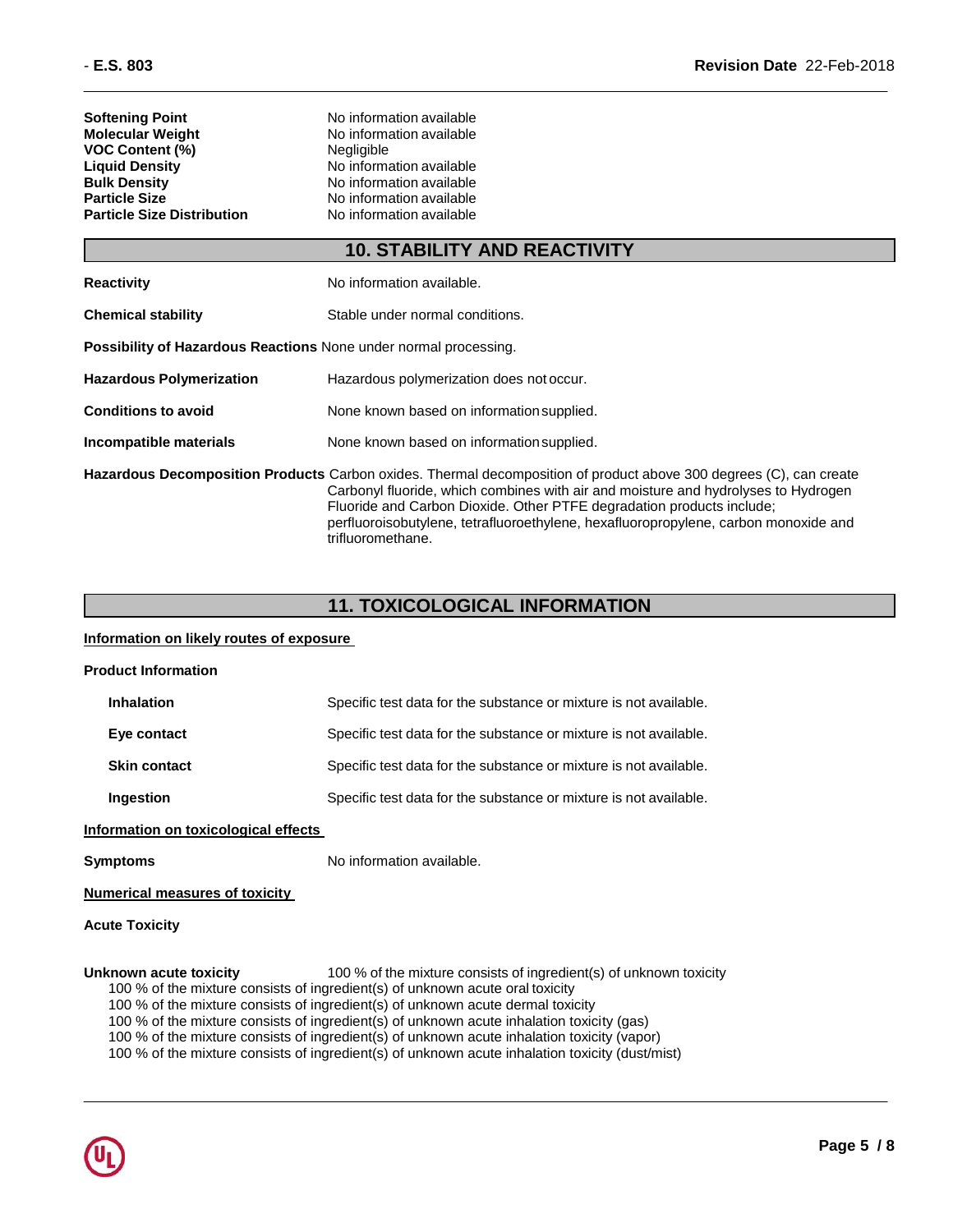| | |
|---|---|
| **Softening Point** | No information available |
| **Molecular Weight** | No information available |
| **VOC Content (%)** | Negligible |
| **Liquid Density** | No information available |
| **Bulk Density** | No information available |
| **Particle Size** | No information available |
| **Particle Size Distribution** | No information available |

## 10. STABILITY AND REACTIVITY

**Reactivity** No information available.

**Chemical stability** Stable under normal conditions.

**Possibility of Hazardous Reactions** None under normal processing.

**Hazardous Polymerization** Hazardous polymerization does not occur.

**Conditions to avoid** None known based on information supplied.

**Incompatible materials** None known based on information supplied.

**Hazardous Decomposition Products** Carbon oxides. Thermal decomposition of product above 300 degrees (C), can create Carbonyl fluoride, which combines with air and moisture and hydrolyses to Hydrogen Fluoride and Carbon Dioxide. Other PTFE degradation products include; perfluoroisobutylene, tetrafluoroethylene, hexafluoropropylene, carbon monoxide and trifluoromethane.

## 11. TOXICOLOGICAL INFORMATION

**Information on likely routes of exposure**

**Product Information**

**Inhalation** Specific test data for the substance or mixture is not available.

**Eye contact** Specific test data for the substance or mixture is not available.

**Skin contact** Specific test data for the substance or mixture is not available.

**Ingestion** Specific test data for the substance or mixture is not available.

**Information on toxicological effects**

**Symptoms** No information available.

**Numerical measures of toxicity**

**Acute Toxicity**

**Unknown acute toxicity** 100 % of the mixture consists of ingredient(s) of unknown toxicity

100 % of the mixture consists of ingredient(s) of unknown acute oral toxicity
100 % of the mixture consists of ingredient(s) of unknown acute dermal toxicity
100 % of the mixture consists of ingredient(s) of unknown acute inhalation toxicity (gas)
100 % of the mixture consists of ingredient(s) of unknown acute inhalation toxicity (vapor)
100 % of the mixture consists of ingredient(s) of unknown acute inhalation toxicity (dust/mist)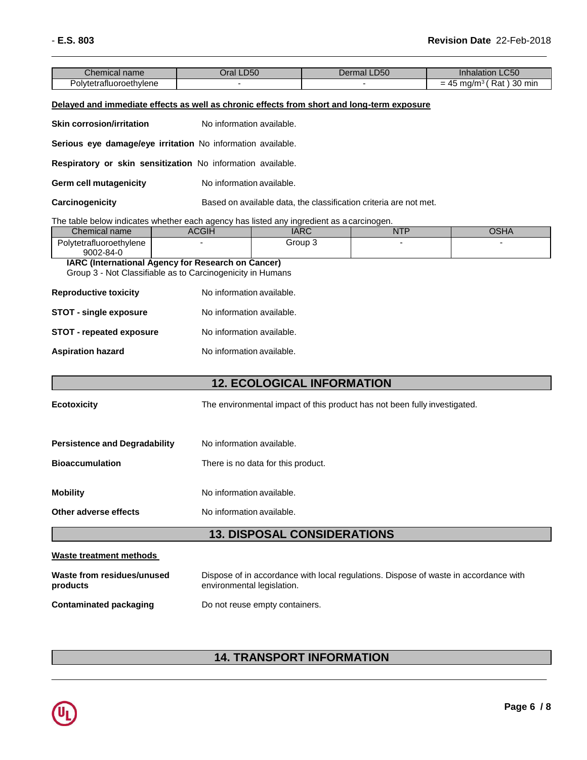| Chemical name | Oral LD50 | Dermal LD50 | Inhalation LC50 |
|---|---|---|---|
| Polytetrafluoroethylene | - | - | = 45 mg/m$^3$ ( Rat ) 30 min |

**Delayed and immediate effects as well as chronic effects from short and long-term exposure**

**Skin corrosion/irritation** No information available.

**Serious eye damage/eye irritation** No information available.

**Respiratory or skin sensitization** No information available.

**Germ cell mutagenicity** No information available.

**Carcinogenicity** Based on available data, the classification criteria are not met.

The table below indicates whether each agency has listed any ingredient as a carcinogen.

| Chemical name | ACGIH | IARC | NTP | OSHA |
|---|---|---|---|---|
| Polytetrafluoroethylene 9002-84-0 | - | Group 3 | - | - |

**IARC (International Agency for Research on Cancer)**
Group 3 - Not Classifiable as to Carcinogenicity in Humans

**Reproductive toxicity** No information available.

**STOT - single exposure** No information available.

**STOT - repeated exposure** No information available.

**Aspiration hazard** No information available.

## 12. ECOLOGICAL INFORMATION

**Ecotoxicity** The environmental impact of this product has not been fully investigated.

**Persistence and Degradability** No information available.

**Bioaccumulation** There is no data for this product.

**Mobility** No information available.

**Other adverse effects** No information available.

## 13. DISPOSAL CONSIDERATIONS

**Waste treatment methods**

**Waste from residues/unused products** Dispose of in accordance with local regulations. Dispose of waste in accordance with environmental legislation.

**Contaminated packaging** Do not reuse empty containers.

## 14. TRANSPORT INFORMATION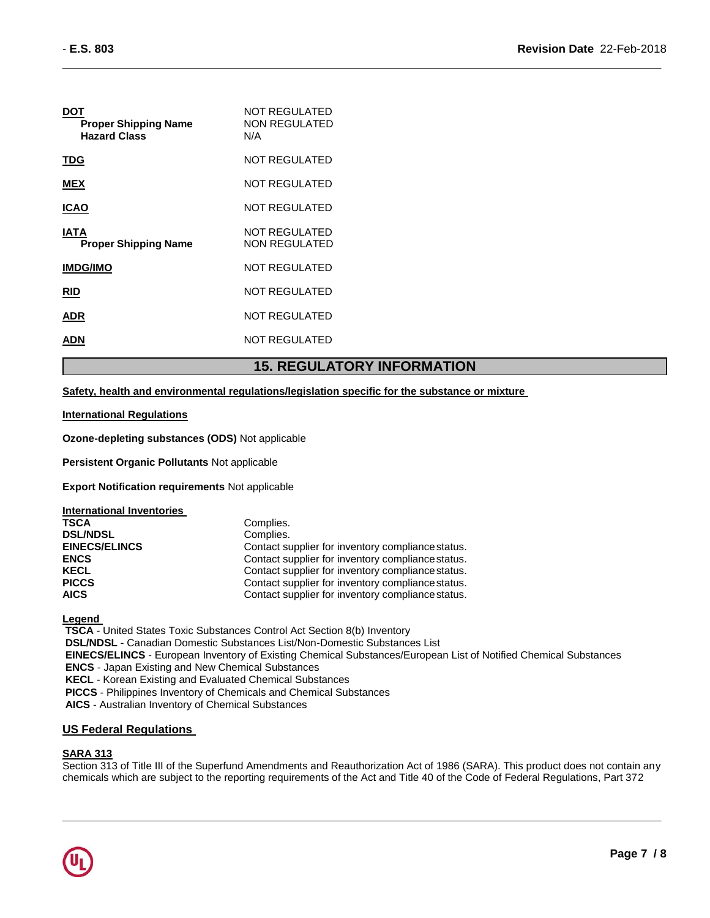| | |
|---|---|
| **DOT** | NOT REGULATED |
| **Proper Shipping Name** | NON REGULATED |
| **Hazard Class** | N/A |
| **TDG** | NOT REGULATED |
| **MEX** | NOT REGULATED |
| **ICAO** | NOT REGULATED |
| **IATA** | NOT REGULATED |
| **Proper Shipping Name** | NON REGULATED |
| **IMDG/IMO** | NOT REGULATED |
| **RID** | NOT REGULATED |
| **ADR** | NOT REGULATED |
| **ADN** | NOT REGULATED |

## 15. REGULATORY INFORMATION

**Safety, health and environmental regulations/legislation specific for the substance or mixture**

**International Regulations**

**Ozone-depleting substances (ODS)** Not applicable

**Persistent Organic Pollutants** Not applicable

**Export Notification requirements** Not applicable

**International Inventories**

| | |
|---|---|
| **TSCA** | Complies. |
| **DSL/NDSL** | Complies. |
| **EINECS/ELINCS** | Contact supplier for inventory compliance status. |
| **ENCS** | Contact supplier for inventory compliance status. |
| **KECL** | Contact supplier for inventory compliance status. |
| **PICCS** | Contact supplier for inventory compliance status. |
| **AICS** | Contact supplier for inventory compliance status. |

**Legend**

**TSCA** - United States Toxic Substances Control Act Section 8(b) Inventory
**DSL/NDSL** - Canadian Domestic Substances List/Non-Domestic Substances List
**EINECS/ELINCS** - European Inventory of Existing Chemical Substances/European List of Notified Chemical Substances
**ENCS** - Japan Existing and New Chemical Substances
**KECL** - Korean Existing and Evaluated Chemical Substances
**PICCS** - Philippines Inventory of Chemicals and Chemical Substances
**AICS** - Australian Inventory of Chemical Substances

### US Federal Regulations

**SARA 313**

Section 313 of Title III of the Superfund Amendments and Reauthorization Act of 1986 (SARA). This product does not contain any chemicals which are subject to the reporting requirements of the Act and Title 40 of the Code of Federal Regulations, Part 372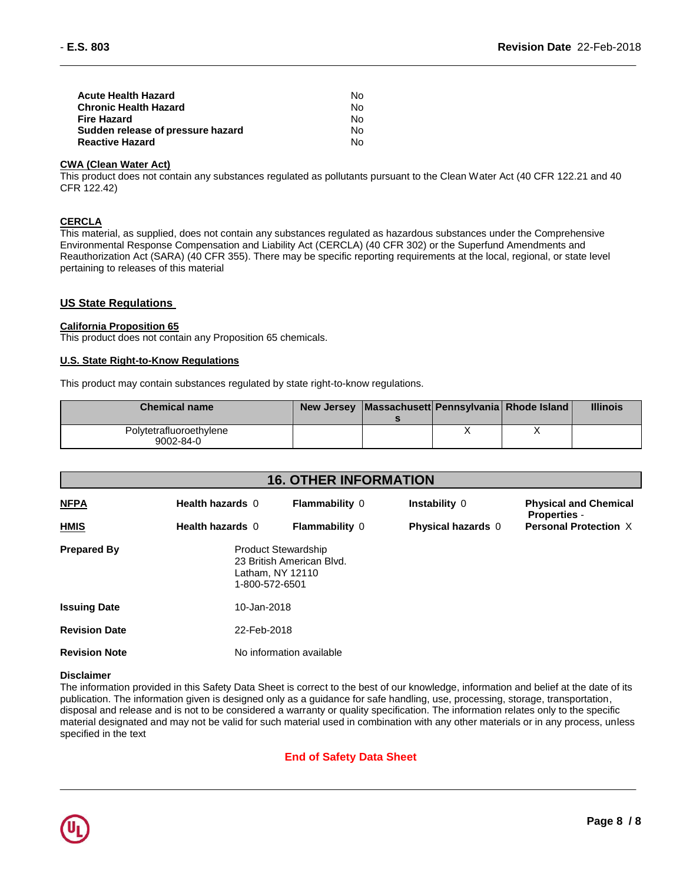| | |
|---|---|
| **Acute Health Hazard** | No |
| **Chronic Health Hazard** | No |
| **Fire Hazard** | No |
| **Sudden release of pressure hazard** | No |
| **Reactive Hazard** | No |

**CWA (Clean Water Act)**

This product does not contain any substances regulated as pollutants pursuant to the Clean Water Act (40 CFR 122.21 and 40 CFR 122.42)

**CERCLA**

This material, as supplied, does not contain any substances regulated as hazardous substances under the Comprehensive Environmental Response Compensation and Liability Act (CERCLA) (40 CFR 302) or the Superfund Amendments and Reauthorization Act (SARA) (40 CFR 355). There may be specific reporting requirements at the local, regional, or state level pertaining to releases of this material

## US State Regulations

**California Proposition 65**

This product does not contain any Proposition 65 chemicals.

**U.S. State Right-to-Know Regulations**

This product may contain substances regulated by state right-to-know regulations.

| Chemical name | New Jersey | Massachusetts | Pennsylvania | Rhode Island | Illinois |
|---|---|---|---|---|---|
| Polytetrafluoroethylene 9002-84-0 | | | X | X | |

## 16. OTHER INFORMATION

| | | | | |
|---|---|---|---|---|
| **NFPA** | **Health hazards** 0 | **Flammability** 0 | **Instability** 0 | **Physical and Chemical Properties** - |
| **HMIS** | **Health hazards** 0 | **Flammability** 0 | **Physical hazards** 0 | **Personal Protection** X |

**Prepared By**
Product Stewardship
23 British American Blvd.
Latham, NY 12110
1-800-572-6501

**Issuing Date** 10-Jan-2018

**Revision Date** 22-Feb-2018

**Revision Note** No information available

**Disclaimer**

The information provided in this Safety Data Sheet is correct to the best of our knowledge, information and belief at the date of its publication. The information given is designed only as a guidance for safe handling, use, processing, storage, transportation, disposal and release and is not to be considered a warranty or quality specification. The information relates only to the specific material designated and may not be valid for such material used in combination with any other materials or in any process, unless specified in the text

**End of Safety Data Sheet**